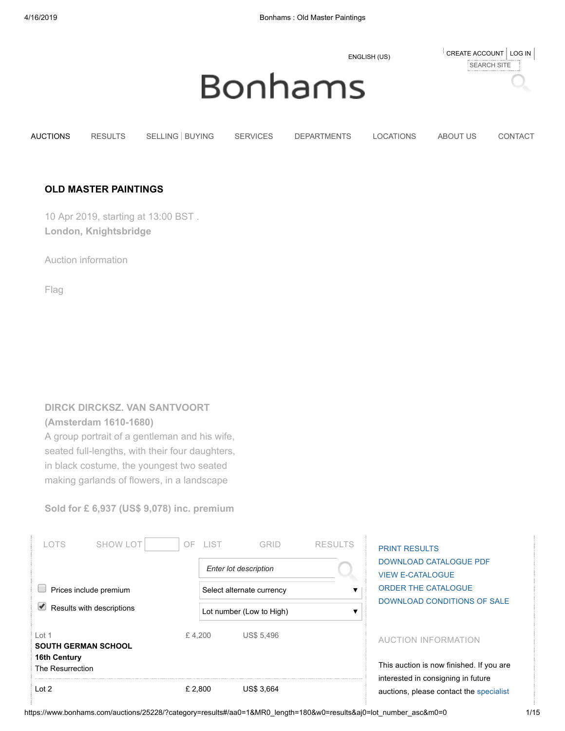ENGLISH (US)

CREATE ACCOUNT | LOG IN

SEARCH SITE

# Bonhams

AUCTIONS | RESULTS | SELLING | BUYING | SERVICES | DEPARTMENTS | LOCATIONS | ABOUT US | CONTACT

## OLD MASTER PAINTINGS

10 Apr 2019, starting at 13:00 BST .

**London, Knightsbridge**

Auction information

Flag

**DIRCK DIRCKSZ. VAN SANTVOORT (Amsterdam 1610-1680)**

A group portrait of a gentleman and his wife, seated full-lengths, with their four daughters, in black costume, the youngest two seated making garlands of flowers, in a landscape

**Sold for £ 6,937 (US$ 9,078) inc. premium**

LOTS SHOW LOT OF LIST GRID RESULTS

*Enter lot description*

Prices include premium

Select alternate currency

Results with descriptions

Lot number (Low to High)

| Lot | | £ | US$ |
|---|---|---|---|
| Lot 1 | **SOUTH GERMAN SCHOOL** **16th Century** The Resurrection | £ 4,200 | US$ 5,496 |
| Lot 2 | | £ 2,800 | US$ 3,664 |

PRINT RESULTS

DOWNLOAD CATALOGUE PDF

VIEW E-CATALOGUE

ORDER THE CATALOGUE

DOWNLOAD CONDITIONS OF SALE

AUCTION INFORMATION

This auction is now finished. If you are interested in consigning in future auctions, please contact the specialist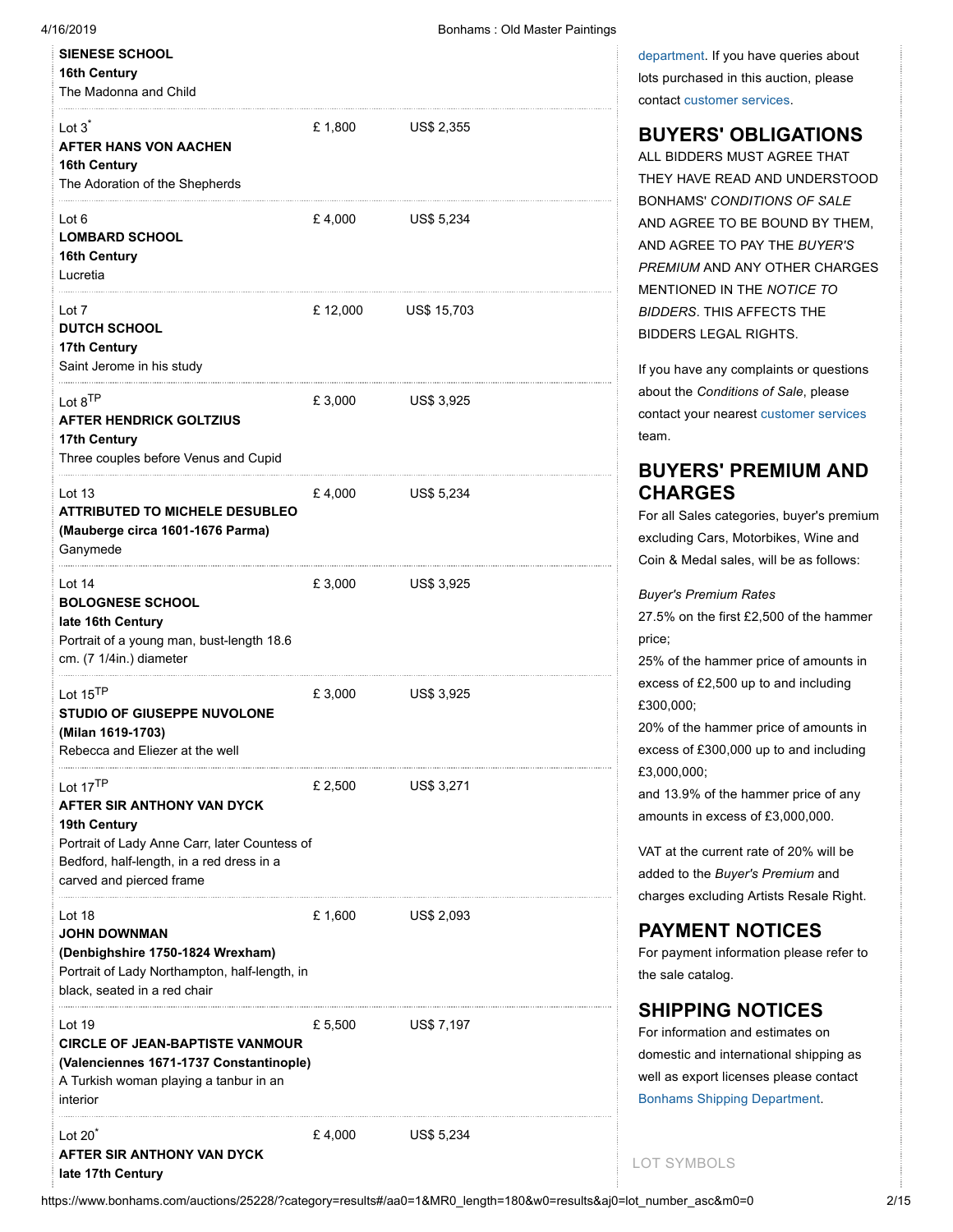**SIENESE SCHOOL**
**16th Century**
The Madonna and Child

Lot 3* | £ 1,800 | US$ 2,355
**AFTER HANS VON AACHEN**
**16th Century**
The Adoration of the Shepherds

Lot 6 | £ 4,000 | US$ 5,234
**LOMBARD SCHOOL**
**16th Century**
Lucretia

Lot 7 | £ 12,000 | US$ 15,703
**DUTCH SCHOOL**
**17th Century**
Saint Jerome in his study

Lot 8TP | £ 3,000 | US$ 3,925
**AFTER HENDRICK GOLTZIUS**
**17th Century**
Three couples before Venus and Cupid

Lot 13 | £ 4,000 | US$ 5,234
**ATTRIBUTED TO MICHELE DESUBLEO**
**(Mauberge circa 1601-1676 Parma)**
Ganymede

Lot 14 | £ 3,000 | US$ 3,925
**BOLOGNESE SCHOOL**
**late 16th Century**
Portrait of a young man, bust-length 18.6 cm. (7 1/4in.) diameter

Lot 15TP | £ 3,000 | US$ 3,925
**STUDIO OF GIUSEPPE NUVOLONE**
**(Milan 1619-1703)**
Rebecca and Eliezer at the well

Lot 17TP | £ 2,500 | US$ 3,271
**AFTER SIR ANTHONY VAN DYCK**
**19th Century**
Portrait of Lady Anne Carr, later Countess of Bedford, half-length, in a red dress in a carved and pierced frame

Lot 18 | £ 1,600 | US$ 2,093
**JOHN DOWNMAN**
**(Denbighshire 1750-1824 Wrexham)**
Portrait of Lady Northampton, half-length, in black, seated in a red chair

Lot 19 | £ 5,500 | US$ 7,197
**CIRCLE OF JEAN-BAPTISTE VANMOUR**
**(Valenciennes 1671-1737 Constantinople)**
A Turkish woman playing a tanbur in an interior

Lot 20* | £ 4,000 | US$ 5,234
**AFTER SIR ANTHONY VAN DYCK**
**late 17th Century**

department. If you have queries about lots purchased in this auction, please contact customer services.

## BUYERS' OBLIGATIONS

ALL BIDDERS MUST AGREE THAT THEY HAVE READ AND UNDERSTOOD BONHAMS' *CONDITIONS OF SALE* AND AGREE TO BE BOUND BY THEM, AND AGREE TO PAY THE *BUYER'S PREMIUM* AND ANY OTHER CHARGES MENTIONED IN THE *NOTICE TO BIDDERS*. THIS AFFECTS THE BIDDERS LEGAL RIGHTS.

If you have any complaints or questions about the *Conditions of Sale*, please contact your nearest customer services team.

## BUYERS' PREMIUM AND CHARGES

For all Sales categories, buyer's premium excluding Cars, Motorbikes, Wine and Coin & Medal sales, will be as follows:

*Buyer's Premium Rates*
27.5% on the first £2,500 of the hammer price;
25% of the hammer price of amounts in excess of £2,500 up to and including £300,000;
20% of the hammer price of amounts in excess of £300,000 up to and including £3,000,000;
and 13.9% of the hammer price of any amounts in excess of £3,000,000.

VAT at the current rate of 20% will be added to the *Buyer's Premium* and charges excluding Artists Resale Right.

## PAYMENT NOTICES

For payment information please refer to the sale catalog.

## SHIPPING NOTICES

For information and estimates on domestic and international shipping as well as export licenses please contact Bonhams Shipping Department.

LOT SYMBOLS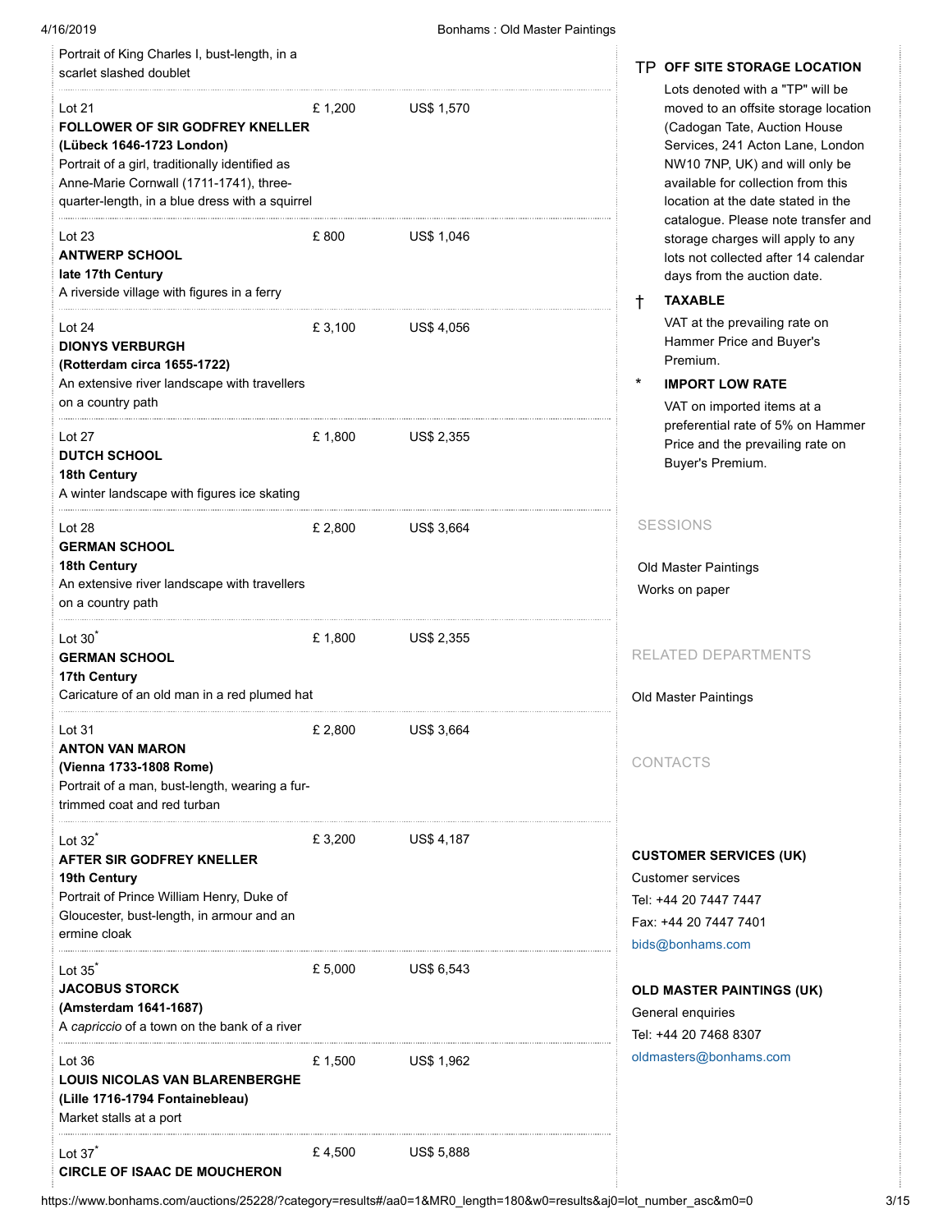Portrait of King Charles I, bust-length, in a scarlet slashed doublet

Lot 21 £ 1,200 US$ 1,570
**FOLLOWER OF SIR GODFREY KNELLER**
**(Lübeck 1646-1723 London)**
Portrait of a girl, traditionally identified as Anne-Marie Cornwall (1711-1741), three-quarter-length, in a blue dress with a squirrel

Lot 23 £ 800 US$ 1,046
**ANTWERP SCHOOL**
**late 17th Century**
A riverside village with figures in a ferry

Lot 24 £ 3,100 US$ 4,056
**DIONYS VERBURGH**
**(Rotterdam circa 1655-1722)**
An extensive river landscape with travellers on a country path

Lot 27 £ 1,800 US$ 2,355
**DUTCH SCHOOL**
**18th Century**
A winter landscape with figures ice skating

Lot 28 £ 2,800 US$ 3,664
**GERMAN SCHOOL**
**18th Century**
An extensive river landscape with travellers on a country path

Lot 30* £ 1,800 US$ 2,355
**GERMAN SCHOOL**
**17th Century**
Caricature of an old man in a red plumed hat

Lot 31 £ 2,800 US$ 3,664
**ANTON VAN MARON**
**(Vienna 1733-1808 Rome)**
Portrait of a man, bust-length, wearing a fur-trimmed coat and red turban

Lot 32* £ 3,200 US$ 4,187
**AFTER SIR GODFREY KNELLER**
**19th Century**
Portrait of Prince William Henry, Duke of Gloucester, bust-length, in armour and an ermine cloak

Lot 35* £ 5,000 US$ 6,543
**JACOBUS STORCK**
**(Amsterdam 1641-1687)**
A *capriccio* of a town on the bank of a river

Lot 36 £ 1,500 US$ 1,962
**LOUIS NICOLAS VAN BLARENBERGHE**
**(Lille 1716-1794 Fontainebleau)**
Market stalls at a port

Lot 37* £ 4,500 US$ 5,888
**CIRCLE OF ISAAC DE MOUCHERON**

**TP OFF SITE STORAGE LOCATION**
Lots denoted with a "TP" will be moved to an offsite storage location (Cadogan Tate, Auction House Services, 241 Acton Lane, London NW10 7NP, UK) and will only be available for collection from this location at the date stated in the catalogue. Please note transfer and storage charges will apply to any lots not collected after 14 calendar days from the auction date.

**† TAXABLE**
VAT at the prevailing rate on Hammer Price and Buyer's Premium.

*** IMPORT LOW RATE**
VAT on imported items at a preferential rate of 5% on Hammer Price and the prevailing rate on Buyer's Premium.

SESSIONS

Old Master Paintings
Works on paper

RELATED DEPARTMENTS

Old Master Paintings

CONTACTS

**CUSTOMER SERVICES (UK)**
Customer services
Tel: +44 20 7447 7447
Fax: +44 20 7447 7401
bids@bonhams.com

**OLD MASTER PAINTINGS (UK)**
General enquiries
Tel: +44 20 7468 8307
oldmasters@bonhams.com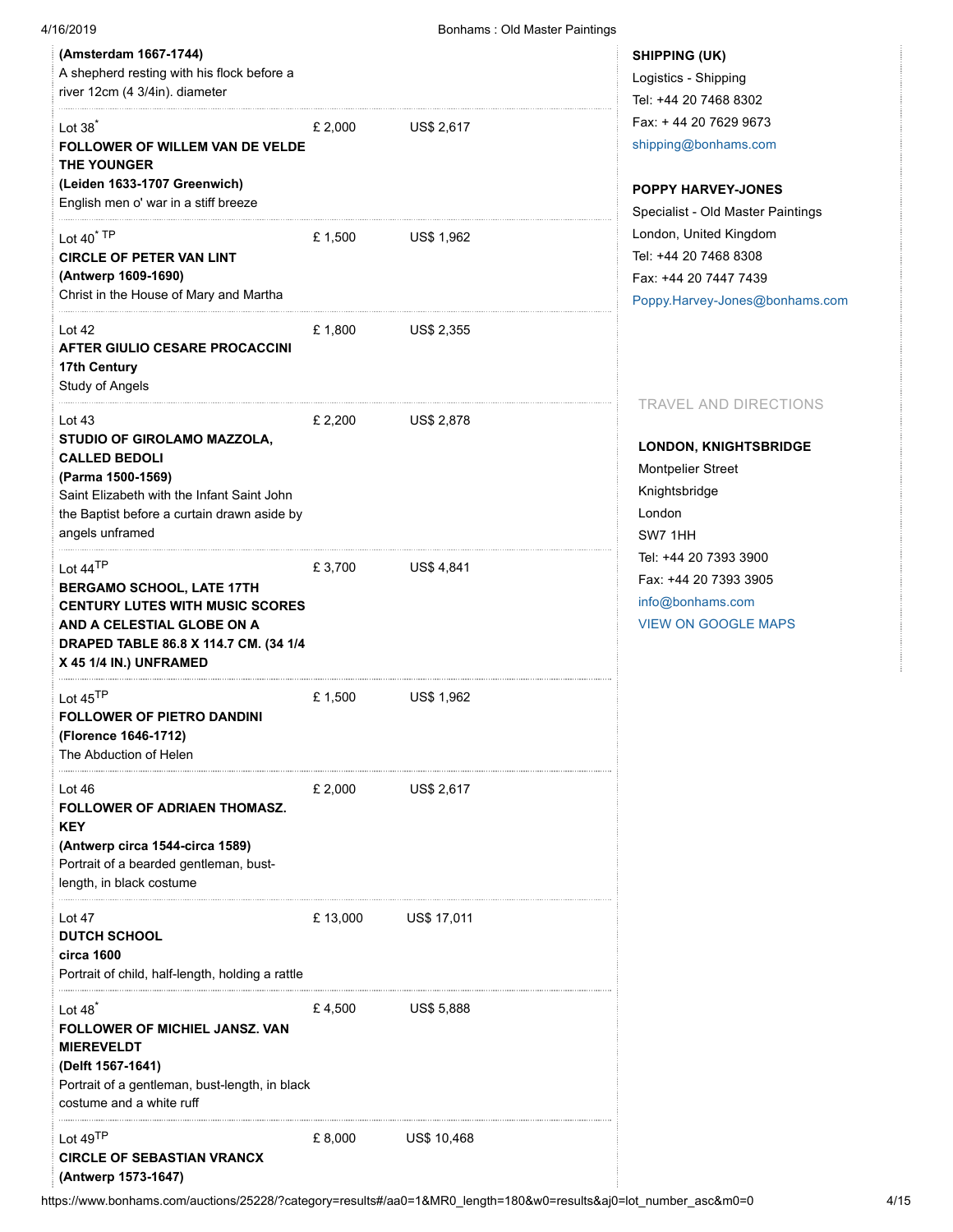**(Amsterdam 1667-1744)**
A shepherd resting with his flock before a river 12cm (4 3/4in). diameter

Lot 38* | £ 2,000 | US$ 2,617
**FOLLOWER OF WILLEM VAN DE VELDE THE YOUNGER**
**(Leiden 1633-1707 Greenwich)**
English men o' war in a stiff breeze

Lot 40* TP | £ 1,500 | US$ 1,962
**CIRCLE OF PETER VAN LINT**
**(Antwerp 1609-1690)**
Christ in the House of Mary and Martha

Lot 42 | £ 1,800 | US$ 2,355
**AFTER GIULIO CESARE PROCACCINI**
**17th Century**
Study of Angels

Lot 43 | £ 2,200 | US$ 2,878
**STUDIO OF GIROLAMO MAZZOLA, CALLED BEDOLI**
**(Parma 1500-1569)**
Saint Elizabeth with the Infant Saint John the Baptist before a curtain drawn aside by angels unframed

Lot 44TP | £ 3,700 | US$ 4,841
**BERGAMO SCHOOL, LATE 17TH CENTURY LUTES WITH MUSIC SCORES AND A CELESTIAL GLOBE ON A DRAPED TABLE 86.8 X 114.7 CM. (34 1/4 X 45 1/4 IN.) UNFRAMED**

Lot 45TP | £ 1,500 | US$ 1,962
**FOLLOWER OF PIETRO DANDINI**
**(Florence 1646-1712)**
The Abduction of Helen

Lot 46 | £ 2,000 | US$ 2,617
**FOLLOWER OF ADRIAEN THOMASZ. KEY**
**(Antwerp circa 1544-circa 1589)**
Portrait of a bearded gentleman, bust-length, in black costume

Lot 47 | £ 13,000 | US$ 17,011
**DUTCH SCHOOL**
**circa 1600**
Portrait of child, half-length, holding a rattle

Lot 48* | £ 4,500 | US$ 5,888
**FOLLOWER OF MICHIEL JANSZ. VAN MIEREVELDT**
**(Delft 1567-1641)**
Portrait of a gentleman, bust-length, in black costume and a white ruff

Lot 49TP | £ 8,000 | US$ 10,468
**CIRCLE OF SEBASTIAN VRANCX**
**(Antwerp 1573-1647)**

**SHIPPING (UK)**
Logistics - Shipping
Tel: +44 20 7468 8302
Fax: + 44 20 7629 9673
shipping@bonhams.com

**POPPY HARVEY-JONES**
Specialist - Old Master Paintings
London, United Kingdom
Tel: +44 20 7468 8308
Fax: +44 20 7447 7439
Poppy.Harvey-Jones@bonhams.com

TRAVEL AND DIRECTIONS

**LONDON, KNIGHTSBRIDGE**
Montpelier Street
Knightsbridge
London
SW7 1HH
Tel: +44 20 7393 3900
Fax: +44 20 7393 3905
info@bonhams.com
VIEW ON GOOGLE MAPS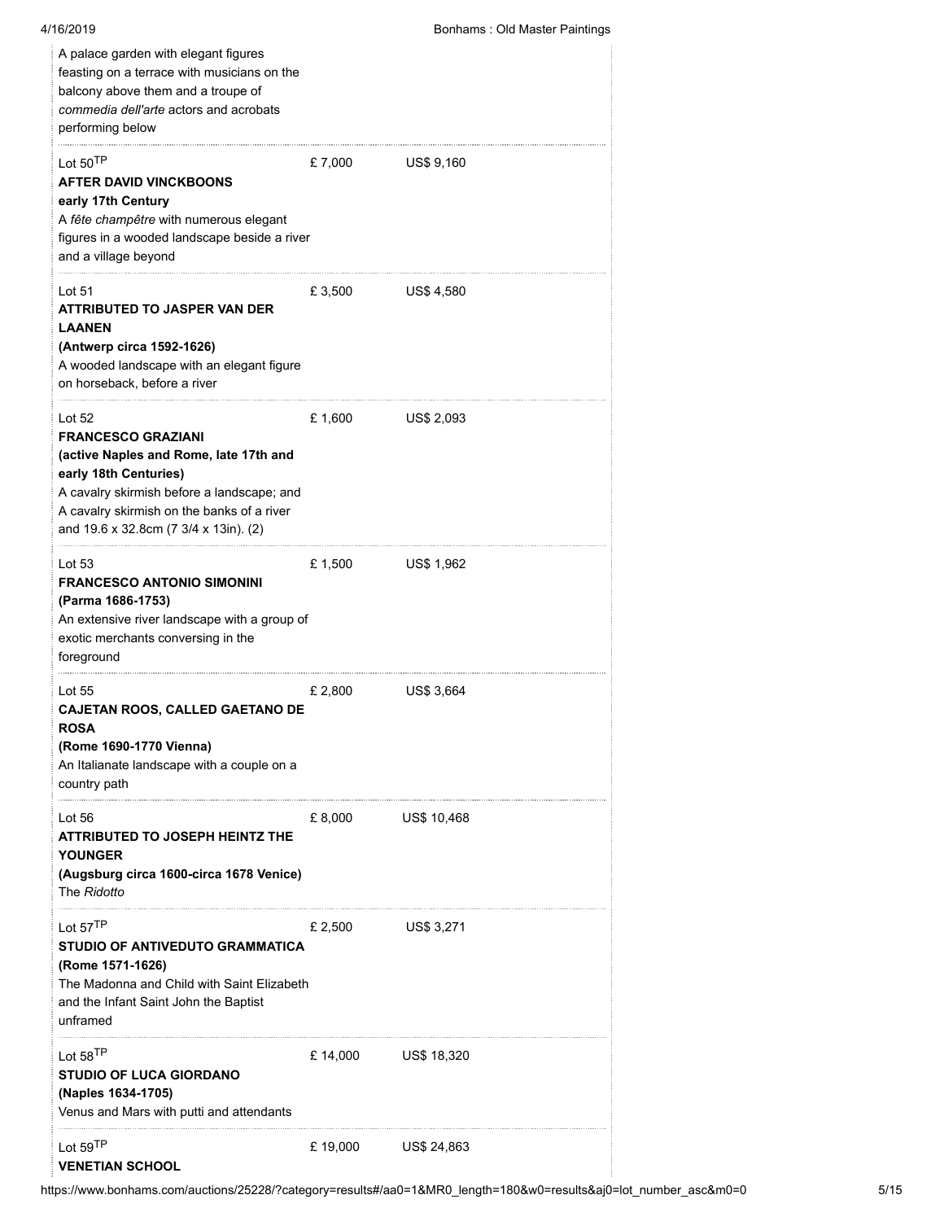A palace garden with elegant figures feasting on a terrace with musicians on the balcony above them and a troupe of *commedia dell'arte* actors and acrobats performing below

| Lot | £ | US$ |
|---|---|---|
| Lot 50[TP]<br>**AFTER DAVID VINCKBOONS**<br>**early 17th Century**<br>A *fête champêtre* with numerous elegant figures in a wooded landscape beside a river and a village beyond | £ 7,000 | US$ 9,160 |
| Lot 51<br>**ATTRIBUTED TO JASPER VAN DER LAANEN**<br>**(Antwerp circa 1592-1626)**<br>A wooded landscape with an elegant figure on horseback, before a river | £ 3,500 | US$ 4,580 |
| Lot 52<br>**FRANCESCO GRAZIANI**<br>**(active Naples and Rome, late 17th and early 18th Centuries)**<br>A cavalry skirmish before a landscape; and A cavalry skirmish on the banks of a river and 19.6 x 32.8cm (7 3/4 x 13in). (2) | £ 1,600 | US$ 2,093 |
| Lot 53<br>**FRANCESCO ANTONIO SIMONINI**<br>**(Parma 1686-1753)**<br>An extensive river landscape with a group of exotic merchants conversing in the foreground | £ 1,500 | US$ 1,962 |
| Lot 55<br>**CAJETAN ROOS, CALLED GAETANO DE ROSA**<br>**(Rome 1690-1770 Vienna)**<br>An Italianate landscape with a couple on a country path | £ 2,800 | US$ 3,664 |
| Lot 56<br>**ATTRIBUTED TO JOSEPH HEINTZ THE YOUNGER**<br>**(Augsburg circa 1600-circa 1678 Venice)**<br>The *Ridotto* | £ 8,000 | US$ 10,468 |
| Lot 57[TP]<br>**STUDIO OF ANTIVEDUTO GRAMMATICA**<br>**(Rome 1571-1626)**<br>The Madonna and Child with Saint Elizabeth and the Infant Saint John the Baptist<br>unframed | £ 2,500 | US$ 3,271 |
| Lot 58[TP]<br>**STUDIO OF LUCA GIORDANO**<br>**(Naples 1634-1705)**<br>Venus and Mars with putti and attendants | £ 14,000 | US$ 18,320 |
| Lot 59[TP]<br>**VENETIAN SCHOOL** | £ 19,000 | US$ 24,863 |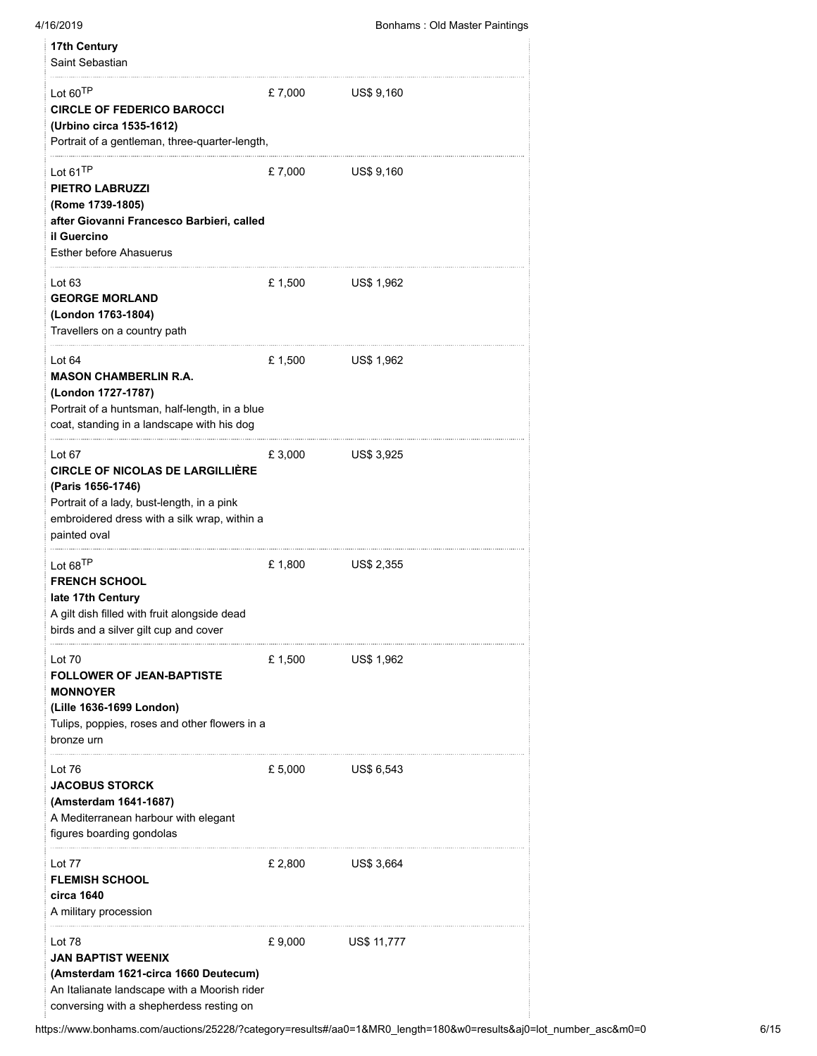**17th Century**
Saint Sebastian

---

Lot 60[TP] £ 7,000 US$ 9,160
**CIRCLE OF FEDERICO BAROCCI**
**(Urbino circa 1535-1612)**
Portrait of a gentleman, three-quarter-length,

---

Lot 61[TP] £ 7,000 US$ 9,160
**PIETRO LABRUZZI**
**(Rome 1739-1805)**
**after Giovanni Francesco Barbieri, called il Guercino**
Esther before Ahasuerus

---

Lot 63 £ 1,500 US$ 1,962
**GEORGE MORLAND**
**(London 1763-1804)**
Travellers on a country path

---

Lot 64 £ 1,500 US$ 1,962
**MASON CHAMBERLIN R.A.**
**(London 1727-1787)**
Portrait of a huntsman, half-length, in a blue coat, standing in a landscape with his dog

---

Lot 67 £ 3,000 US$ 3,925
**CIRCLE OF NICOLAS DE LARGILLIÈRE**
**(Paris 1656-1746)**
Portrait of a lady, bust-length, in a pink embroidered dress with a silk wrap, within a painted oval

---

Lot 68[TP] £ 1,800 US$ 2,355
**FRENCH SCHOOL**
**late 17th Century**
A gilt dish filled with fruit alongside dead birds and a silver gilt cup and cover

---

Lot 70 £ 1,500 US$ 1,962
**FOLLOWER OF JEAN-BAPTISTE MONNOYER**
**(Lille 1636-1699 London)**
Tulips, poppies, roses and other flowers in a bronze urn

---

Lot 76 £ 5,000 US$ 6,543
**JACOBUS STORCK**
**(Amsterdam 1641-1687)**
A Mediterranean harbour with elegant figures boarding gondolas

---

Lot 77 £ 2,800 US$ 3,664
**FLEMISH SCHOOL**
**circa 1640**
A military procession

---

Lot 78 £ 9,000 US$ 11,777
**JAN BAPTIST WEENIX**
**(Amsterdam 1621-circa 1660 Deutecum)**
An Italianate landscape with a Moorish rider conversing with a shepherdess resting on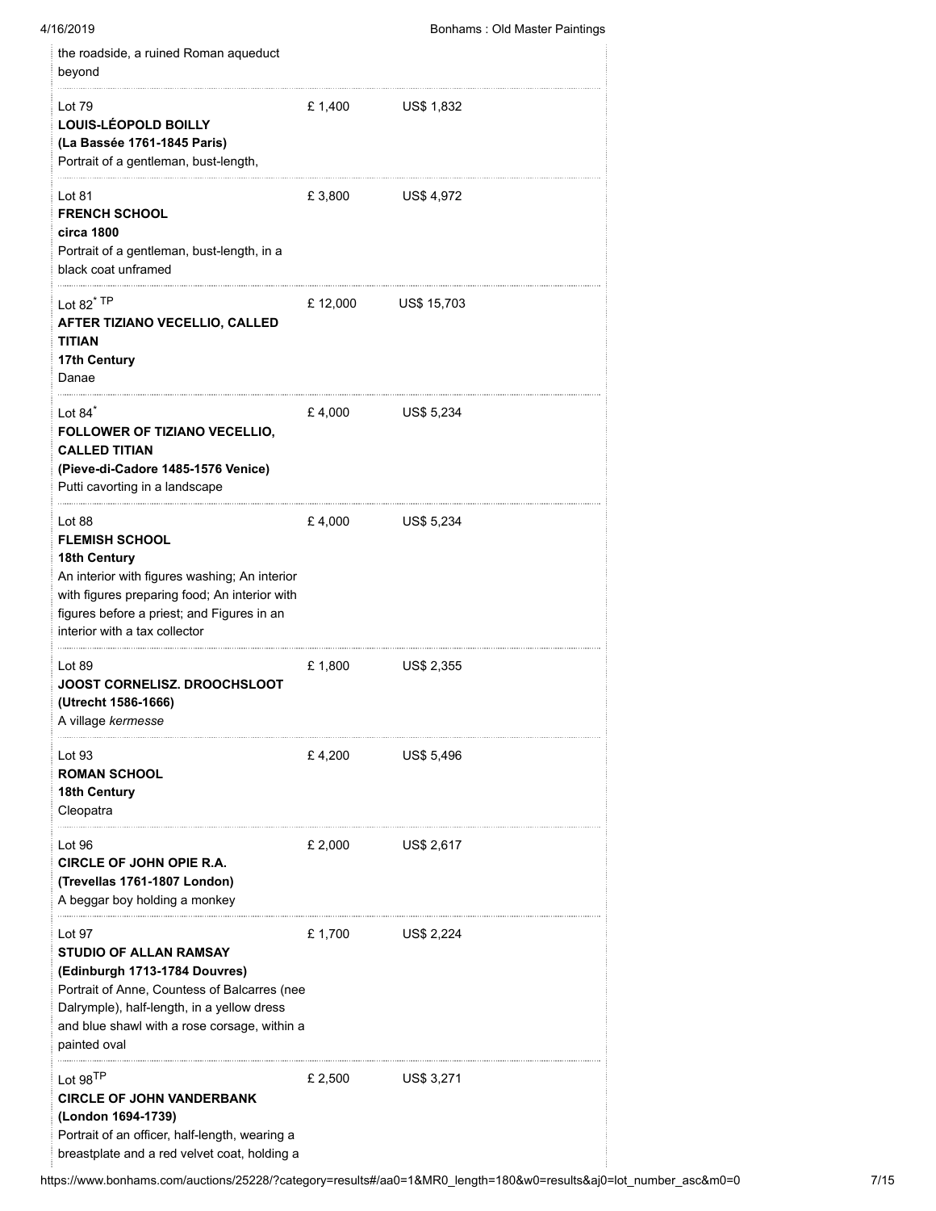the roadside, a ruined Roman aqueduct beyond

| Lot | £ | US$ |
|---|---|---|
| Lot 79<br>**LOUIS-LÉOPOLD BOILLY**<br>**(La Bassée 1761-1845 Paris)**<br>Portrait of a gentleman, bust-length, | £ 1,400 | US$ 1,832 |
| Lot 81<br>**FRENCH SCHOOL**<br>**circa 1800**<br>Portrait of a gentleman, bust-length, in a black coat unframed | £ 3,800 | US$ 4,972 |
| Lot 82* TP<br>**AFTER TIZIANO VECELLIO, CALLED TITIAN**<br>**17th Century**<br>Danae | £ 12,000 | US$ 15,703 |
| Lot 84*<br>**FOLLOWER OF TIZIANO VECELLIO, CALLED TITIAN**<br>**(Pieve-di-Cadore 1485-1576 Venice)**<br>Putti cavorting in a landscape | £ 4,000 | US$ 5,234 |
| Lot 88<br>**FLEMISH SCHOOL**<br>**18th Century**<br>An interior with figures washing; An interior with figures preparing food; An interior with figures before a priest; and Figures in an interior with a tax collector | £ 4,000 | US$ 5,234 |
| Lot 89<br>**JOOST CORNELISZ. DROOCHSLOOT**<br>**(Utrecht 1586-1666)**<br>A village *kermesse* | £ 1,800 | US$ 2,355 |
| Lot 93<br>**ROMAN SCHOOL**<br>**18th Century**<br>Cleopatra | £ 4,200 | US$ 5,496 |
| Lot 96<br>**CIRCLE OF JOHN OPIE R.A.**<br>**(Trevellas 1761-1807 London)**<br>A beggar boy holding a monkey | £ 2,000 | US$ 2,617 |
| Lot 97<br>**STUDIO OF ALLAN RAMSAY**<br>**(Edinburgh 1713-1784 Douvres)**<br>Portrait of Anne, Countess of Balcarres (nee Dalrymple), half-length, in a yellow dress and blue shawl with a rose corsage, within a painted oval | £ 1,700 | US$ 2,224 |
| Lot 98TP<br>**CIRCLE OF JOHN VANDERBANK**<br>**(London 1694-1739)**<br>Portrait of an officer, half-length, wearing a breastplate and a red velvet coat, holding a | £ 2,500 | US$ 3,271 |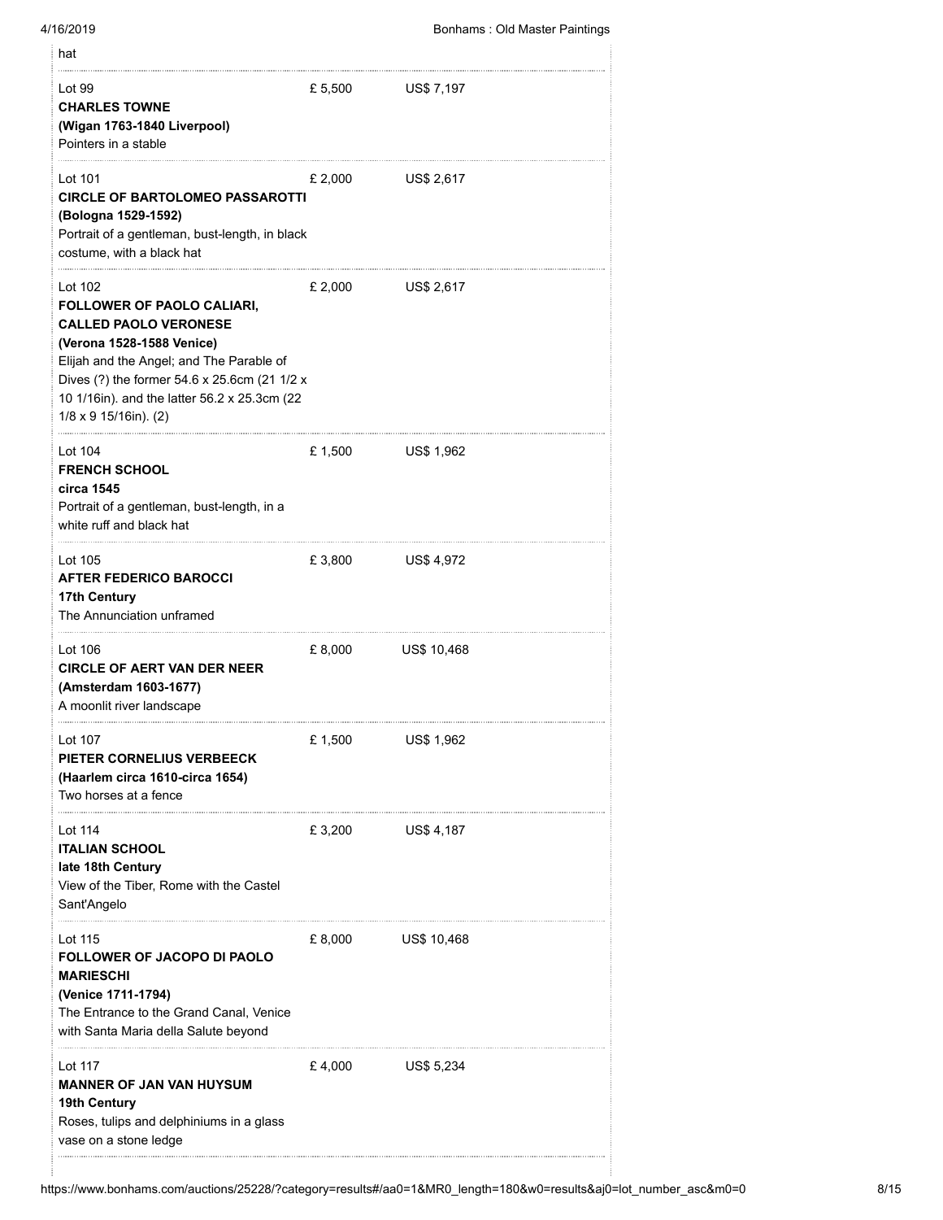hat

Lot 99 £ 5,500 US$ 7,197
**CHARLES TOWNE**
**(Wigan 1763-1840 Liverpool)**
Pointers in a stable

Lot 101 £ 2,000 US$ 2,617
**CIRCLE OF BARTOLOMEO PASSAROTTI**
**(Bologna 1529-1592)**
Portrait of a gentleman, bust-length, in black costume, with a black hat

Lot 102 £ 2,000 US$ 2,617
**FOLLOWER OF PAOLO CALIARI, CALLED PAOLO VERONESE**
**(Verona 1528-1588 Venice)**
Elijah and the Angel; and The Parable of Dives (?) the former 54.6 x 25.6cm (21 1/2 x 10 1/16in). and the latter 56.2 x 25.3cm (22 1/8 x 9 15/16in). (2)

Lot 104 £ 1,500 US$ 1,962
**FRENCH SCHOOL**
**circa 1545**
Portrait of a gentleman, bust-length, in a white ruff and black hat

Lot 105 £ 3,800 US$ 4,972
**AFTER FEDERICO BAROCCI**
**17th Century**
The Annunciation unframed

Lot 106 £ 8,000 US$ 10,468
**CIRCLE OF AERT VAN DER NEER**
**(Amsterdam 1603-1677)**
A moonlit river landscape

Lot 107 £ 1,500 US$ 1,962
**PIETER CORNELIUS VERBEECK**
**(Haarlem circa 1610-circa 1654)**
Two horses at a fence

Lot 114 £ 3,200 US$ 4,187
**ITALIAN SCHOOL**
**late 18th Century**
View of the Tiber, Rome with the Castel Sant'Angelo

Lot 115 £ 8,000 US$ 10,468
**FOLLOWER OF JACOPO DI PAOLO MARIESCHI**
**(Venice 1711-1794)**
The Entrance to the Grand Canal, Venice with Santa Maria della Salute beyond

Lot 117 £ 4,000 US$ 5,234
**MANNER OF JAN VAN HUYSUM**
**19th Century**
Roses, tulips and delphiniums in a glass vase on a stone ledge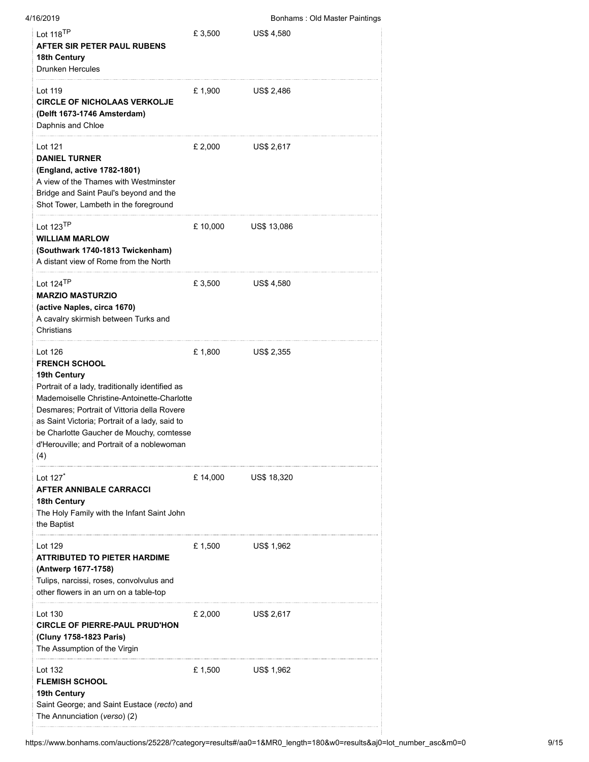Lot 118[TP]
**AFTER SIR PETER PAUL RUBENS**
**18th Century**
Drunken Hercules
£ 3,500 US$ 4,580

Lot 119
**CIRCLE OF NICHOLAAS VERKOLJE**
**(Delft 1673-1746 Amsterdam)**
Daphnis and Chloe
£ 1,900 US$ 2,486

Lot 121
**DANIEL TURNER**
**(England, active 1782-1801)**
A view of the Thames with Westminster Bridge and Saint Paul's beyond and the Shot Tower, Lambeth in the foreground
£ 2,000 US$ 2,617

Lot 123[TP]
**WILLIAM MARLOW**
**(Southwark 1740-1813 Twickenham)**
A distant view of Rome from the North
£ 10,000 US$ 13,086

Lot 124[TP]
**MARZIO MASTURZIO**
**(active Naples, circa 1670)**
A cavalry skirmish between Turks and Christians
£ 3,500 US$ 4,580

Lot 126
**FRENCH SCHOOL**
**19th Century**
Portrait of a lady, traditionally identified as Mademoiselle Christine-Antoinette-Charlotte Desmares; Portrait of Vittoria della Rovere as Saint Victoria; Portrait of a lady, said to be Charlotte Gaucher de Mouchy, comtesse d'Herouville; and Portrait of a noblewoman (4)
£ 1,800 US$ 2,355

Lot 127*
**AFTER ANNIBALE CARRACCI**
**18th Century**
The Holy Family with the Infant Saint John the Baptist
£ 14,000 US$ 18,320

Lot 129
**ATTRIBUTED TO PIETER HARDIME**
**(Antwerp 1677-1758)**
Tulips, narcissi, roses, convolvulus and other flowers in an urn on a table-top
£ 1,500 US$ 1,962

Lot 130
**CIRCLE OF PIERRE-PAUL PRUD'HON**
**(Cluny 1758-1823 Paris)**
The Assumption of the Virgin
£ 2,000 US$ 2,617

Lot 132
**FLEMISH SCHOOL**
**19th Century**
Saint George; and Saint Eustace (*recto*) and The Annunciation (*verso*) (2)
£ 1,500 US$ 1,962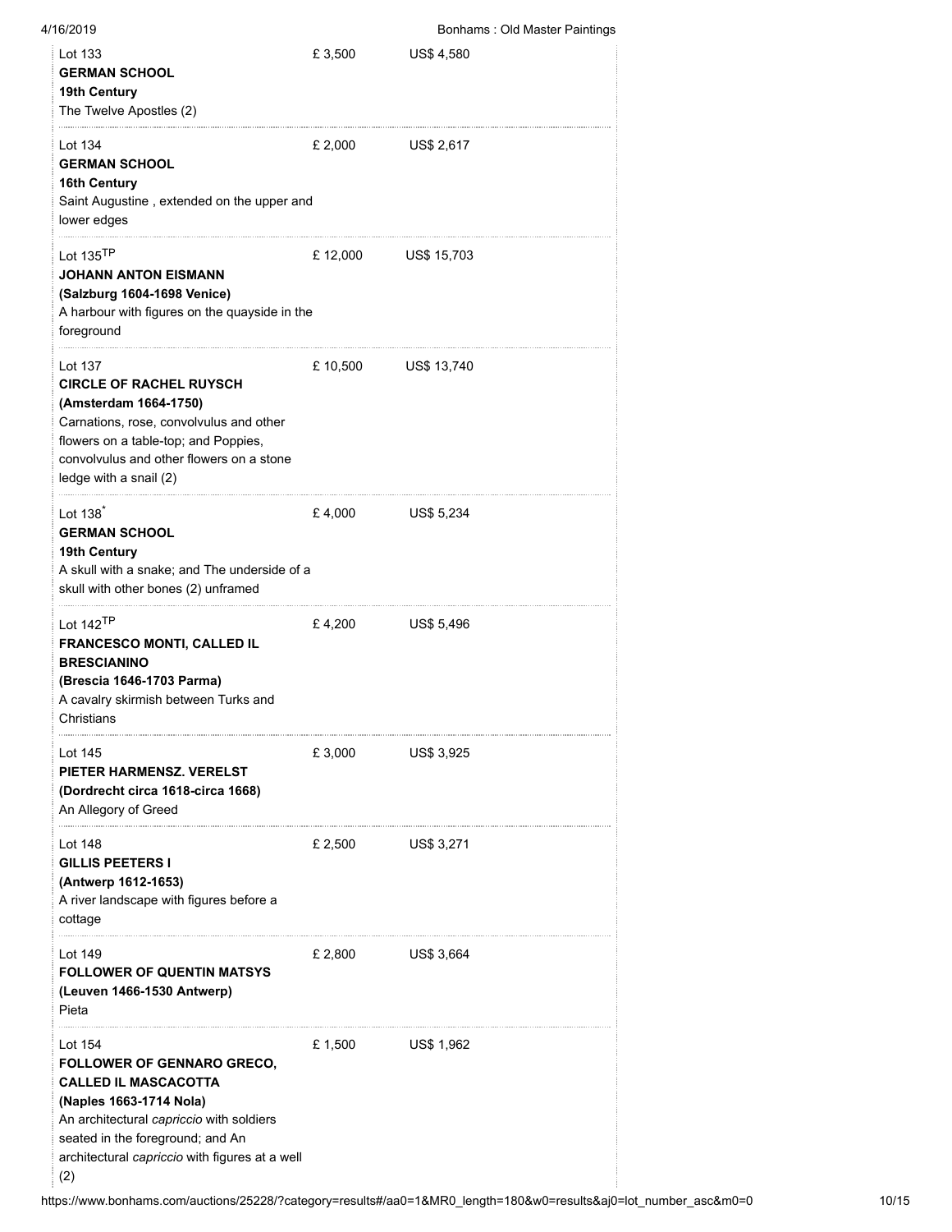Lot 133 | £ 3,500 | US$ 4,580
**GERMAN SCHOOL**
**19th Century**
The Twelve Apostles (2)

---

Lot 134 | £ 2,000 | US$ 2,617
**GERMAN SCHOOL**
**16th Century**
Saint Augustine , extended on the upper and lower edges

---

Lot 135[TP] | £ 12,000 | US$ 15,703
**JOHANN ANTON EISMANN**
**(Salzburg 1604-1698 Venice)**
A harbour with figures on the quayside in the foreground

---

Lot 137 | £ 10,500 | US$ 13,740
**CIRCLE OF RACHEL RUYSCH**
**(Amsterdam 1664-1750)**
Carnations, rose, convolvulus and other flowers on a table-top; and Poppies, convolvulus and other flowers on a stone ledge with a snail (2)

---

Lot 138* | £ 4,000 | US$ 5,234
**GERMAN SCHOOL**
**19th Century**
A skull with a snake; and The underside of a skull with other bones (2) unframed

---

Lot 142[TP] | £ 4,200 | US$ 5,496
**FRANCESCO MONTI, CALLED IL BRESCIANINO**
**(Brescia 1646-1703 Parma)**
A cavalry skirmish between Turks and Christians

---

Lot 145 | £ 3,000 | US$ 3,925
**PIETER HARMENSZ. VERELST**
**(Dordrecht circa 1618-circa 1668)**
An Allegory of Greed

---

Lot 148 | £ 2,500 | US$ 3,271
**GILLIS PEETERS I**
**(Antwerp 1612-1653)**
A river landscape with figures before a cottage

---

Lot 149 | £ 2,800 | US$ 3,664
**FOLLOWER OF QUENTIN MATSYS**
**(Leuven 1466-1530 Antwerp)**
Pieta

---

Lot 154 | £ 1,500 | US$ 1,962
**FOLLOWER OF GENNARO GRECO, CALLED IL MASCACOTTA**
**(Naples 1663-1714 Nola)**
An architectural *capriccio* with soldiers seated in the foreground; and An architectural *capriccio* with figures at a well (2)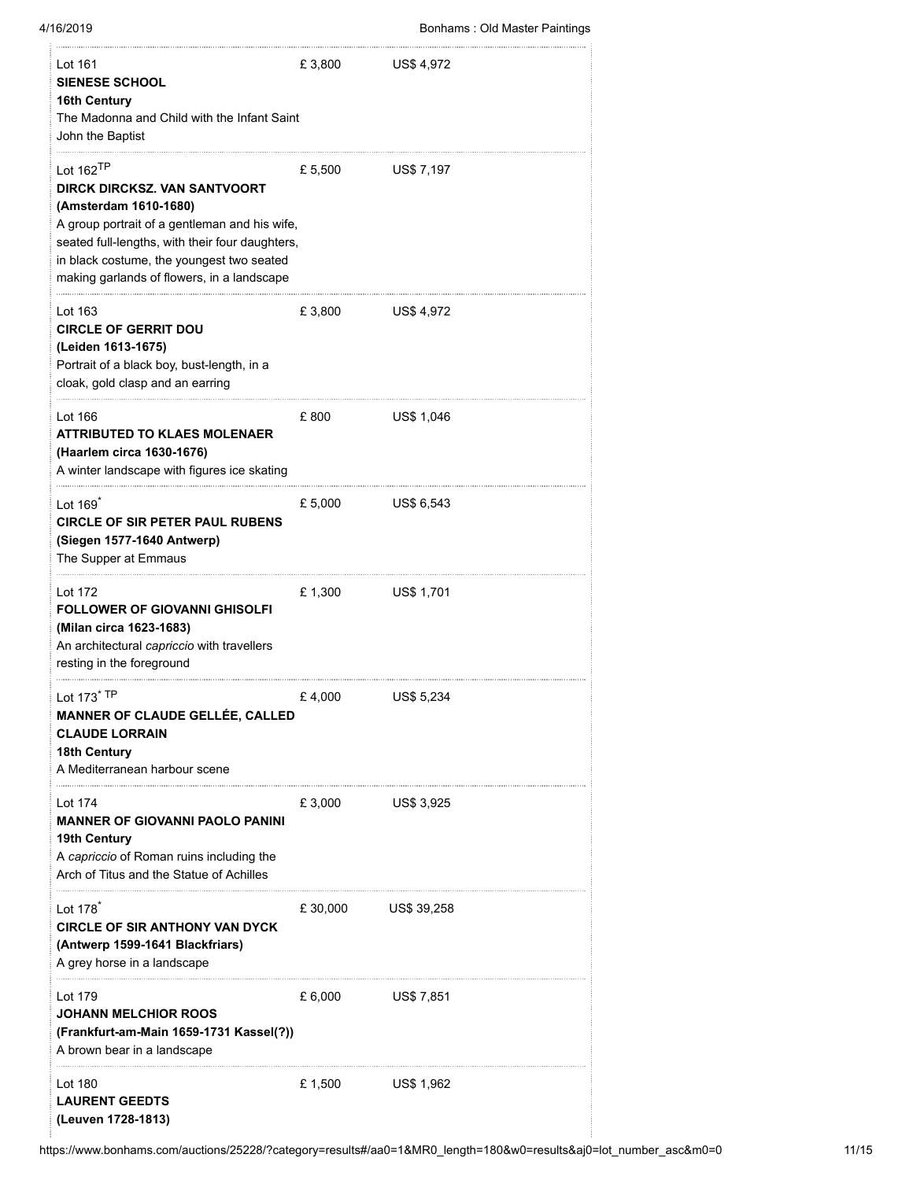Lot 161 — £ 3,800 — US$ 4,972
**SIENESE SCHOOL**
**16th Century**
The Madonna and Child with the Infant Saint John the Baptist

Lot 162[TP] — £ 5,500 — US$ 7,197
**DIRCK DIRCKSZ. VAN SANTVOORT**
**(Amsterdam 1610-1680)**
A group portrait of a gentleman and his wife, seated full-lengths, with their four daughters, in black costume, the youngest two seated making garlands of flowers, in a landscape

Lot 163 — £ 3,800 — US$ 4,972
**CIRCLE OF GERRIT DOU**
**(Leiden 1613-1675)**
Portrait of a black boy, bust-length, in a cloak, gold clasp and an earring

Lot 166 — £ 800 — US$ 1,046
**ATTRIBUTED TO KLAES MOLENAER**
**(Haarlem circa 1630-1676)**
A winter landscape with figures ice skating

Lot 169[*] — £ 5,000 — US$ 6,543
**CIRCLE OF SIR PETER PAUL RUBENS**
**(Siegen 1577-1640 Antwerp)**
The Supper at Emmaus

Lot 172 — £ 1,300 — US$ 1,701
**FOLLOWER OF GIOVANNI GHISOLFI**
**(Milan circa 1623-1683)**
An architectural *capriccio* with travellers resting in the foreground

Lot 173[* TP] — £ 4,000 — US$ 5,234
**MANNER OF CLAUDE GELLÉE, CALLED CLAUDE LORRAIN**
**18th Century**
A Mediterranean harbour scene

Lot 174 — £ 3,000 — US$ 3,925
**MANNER OF GIOVANNI PAOLO PANINI**
**19th Century**
A *capriccio* of Roman ruins including the Arch of Titus and the Statue of Achilles

Lot 178[*] — £ 30,000 — US$ 39,258
**CIRCLE OF SIR ANTHONY VAN DYCK**
**(Antwerp 1599-1641 Blackfriars)**
A grey horse in a landscape

Lot 179 — £ 6,000 — US$ 7,851
**JOHANN MELCHIOR ROOS**
**(Frankfurt-am-Main 1659-1731 Kassel(?))**
A brown bear in a landscape

Lot 180 — £ 1,500 — US$ 1,962
**LAURENT GEEDTS**
**(Leuven 1728-1813)**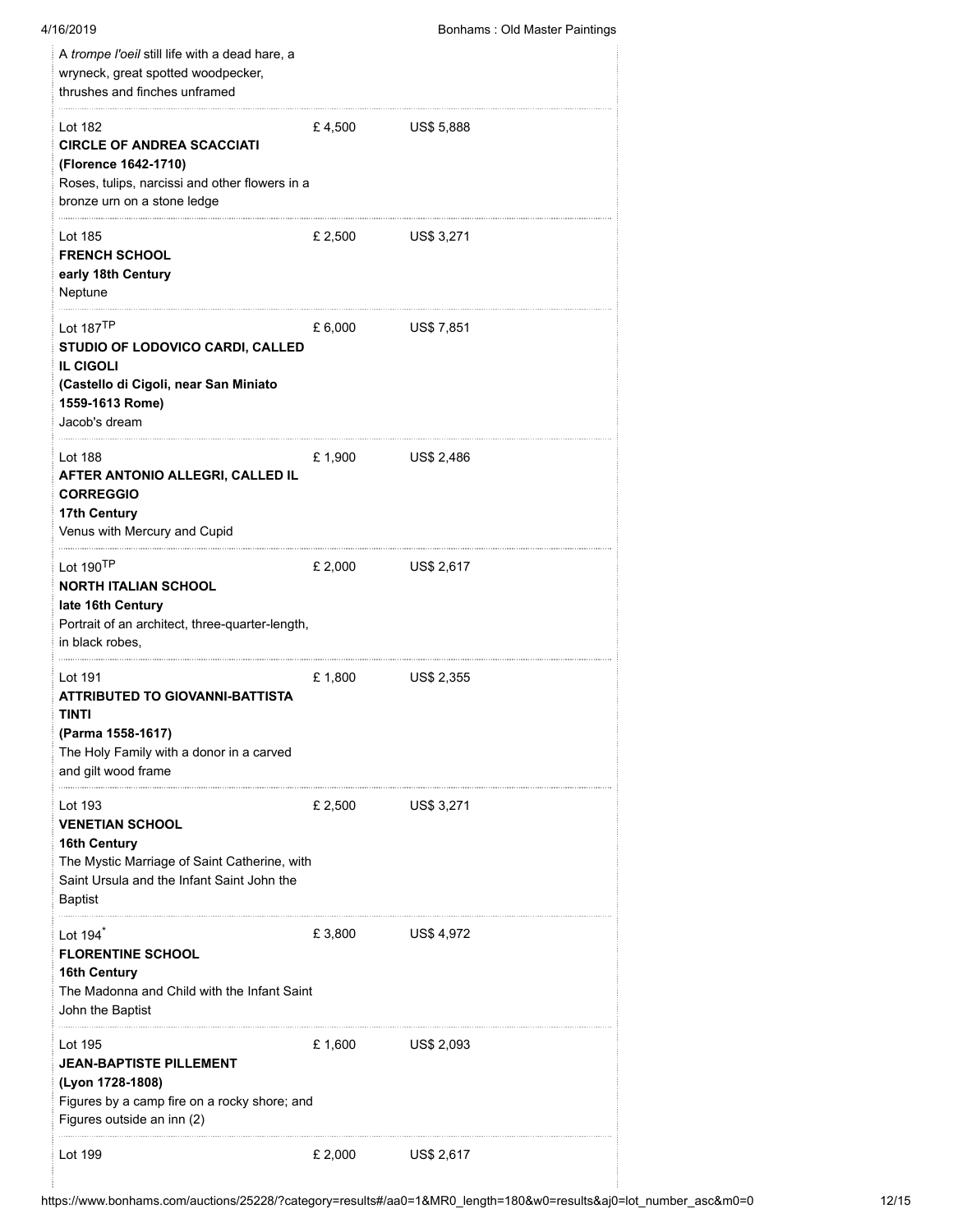A *trompe l'oeil* still life with a dead hare, a wryneck, great spotted woodpecker, thrushes and finches unframed

| | | |
|---|---|---|
| Lot 182<br>**CIRCLE OF ANDREA SCACCIATI**<br>**(Florence 1642-1710)**<br>Roses, tulips, narcissi and other flowers in a bronze urn on a stone ledge | £ 4,500 | US$ 5,888 |
| Lot 185<br>**FRENCH SCHOOL**<br>**early 18th Century**<br>Neptune | £ 2,500 | US$ 3,271 |
| Lot 187[TP]<br>**STUDIO OF LODOVICO CARDI, CALLED IL CIGOLI**<br>**(Castello di Cigoli, near San Miniato 1559-1613 Rome)**<br>Jacob's dream | £ 6,000 | US$ 7,851 |
| Lot 188<br>**AFTER ANTONIO ALLEGRI, CALLED IL CORREGGIO**<br>**17th Century**<br>Venus with Mercury and Cupid | £ 1,900 | US$ 2,486 |
| Lot 190[TP]<br>**NORTH ITALIAN SCHOOL**<br>**late 16th Century**<br>Portrait of an architect, three-quarter-length, in black robes, | £ 2,000 | US$ 2,617 |
| Lot 191<br>**ATTRIBUTED TO GIOVANNI-BATTISTA TINTI**<br>**(Parma 1558-1617)**<br>The Holy Family with a donor in a carved and gilt wood frame | £ 1,800 | US$ 2,355 |
| Lot 193<br>**VENETIAN SCHOOL**<br>**16th Century**<br>The Mystic Marriage of Saint Catherine, with Saint Ursula and the Infant Saint John the Baptist | £ 2,500 | US$ 3,271 |
| Lot 194*<br>**FLORENTINE SCHOOL**<br>**16th Century**<br>The Madonna and Child with the Infant Saint John the Baptist | £ 3,800 | US$ 4,972 |
| Lot 195<br>**JEAN-BAPTISTE PILLEMENT**<br>**(Lyon 1728-1808)**<br>Figures by a camp fire on a rocky shore; and Figures outside an inn (2) | £ 1,600 | US$ 2,093 |
| Lot 199 | £ 2,000 | US$ 2,617 |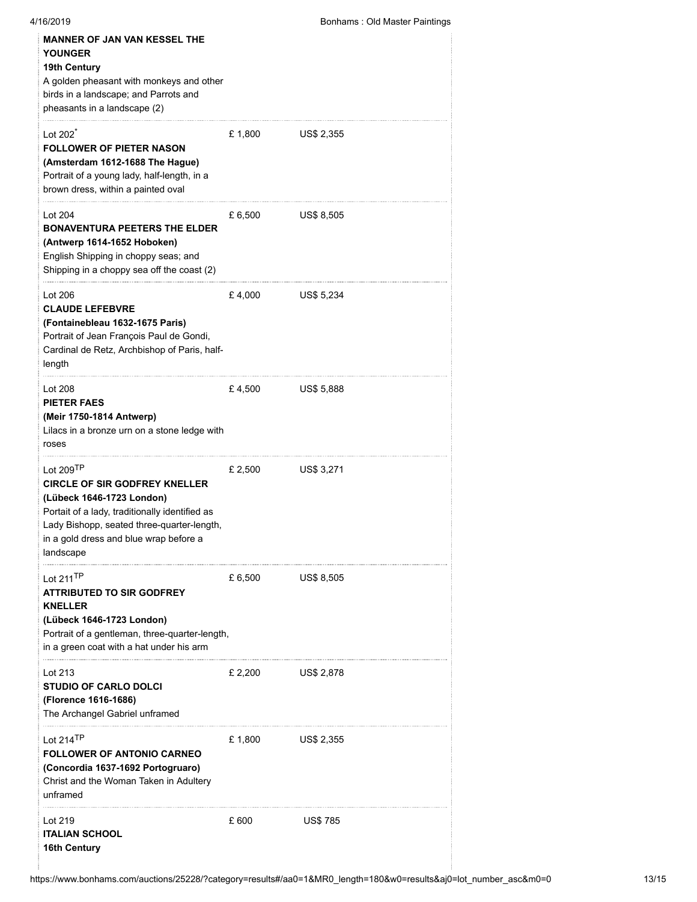**MANNER OF JAN VAN KESSEL THE YOUNGER**
**19th Century**
A golden pheasant with monkeys and other birds in a landscape; and Parrots and pheasants in a landscape (2)

| | | |
|---|---|---|
| Lot 202* **FOLLOWER OF PIETER NASON** **(Amsterdam 1612-1688 The Hague)** Portrait of a young lady, half-length, in a brown dress, within a painted oval | £ 1,800 | US$ 2,355 |
| Lot 204 **BONAVENTURA PEETERS THE ELDER** **(Antwerp 1614-1652 Hoboken)** English Shipping in choppy seas; and Shipping in a choppy sea off the coast (2) | £ 6,500 | US$ 8,505 |
| Lot 206 **CLAUDE LEFEBVRE** **(Fontainebleau 1632-1675 Paris)** Portrait of Jean François Paul de Gondi, Cardinal de Retz, Archbishop of Paris, half-length | £ 4,000 | US$ 5,234 |
| Lot 208 **PIETER FAES** **(Meir 1750-1814 Antwerp)** Lilacs in a bronze urn on a stone ledge with roses | £ 4,500 | US$ 5,888 |
| Lot 209TP **CIRCLE OF SIR GODFREY KNELLER** **(Lübeck 1646-1723 London)** Portait of a lady, traditionally identified as Lady Bishopp, seated three-quarter-length, in a gold dress and blue wrap before a landscape | £ 2,500 | US$ 3,271 |
| Lot 211TP **ATTRIBUTED TO SIR GODFREY KNELLER** **(Lübeck 1646-1723 London)** Portrait of a gentleman, three-quarter-length, in a green coat with a hat under his arm | £ 6,500 | US$ 8,505 |
| Lot 213 **STUDIO OF CARLO DOLCI** **(Florence 1616-1686)** The Archangel Gabriel unframed | £ 2,200 | US$ 2,878 |
| Lot 214TP **FOLLOWER OF ANTONIO CARNEO** **(Concordia 1637-1692 Portogruaro)** Christ and the Woman Taken in Adultery unframed | £ 1,800 | US$ 2,355 |
| Lot 219 **ITALIAN SCHOOL** **16th Century** | £ 600 | US$ 785 |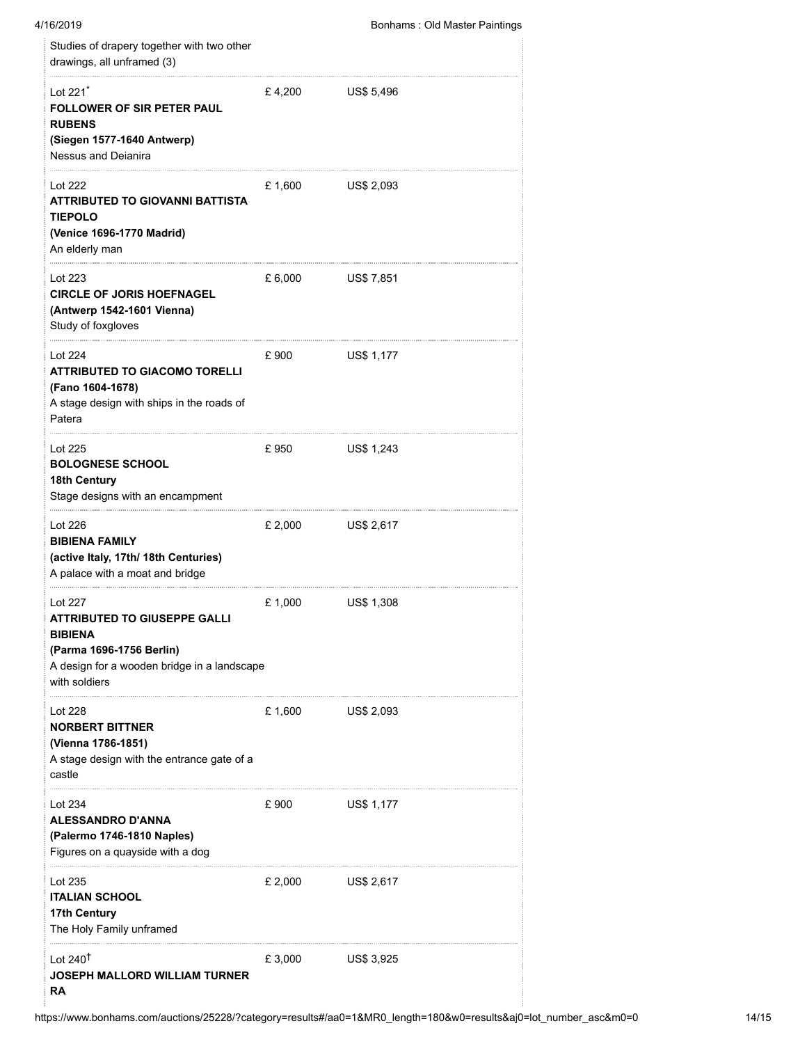Studies of drapery together with two other drawings, all unframed (3)

| | | |
|---|---|---|
| Lot 221*<br>**FOLLOWER OF SIR PETER PAUL RUBENS**<br>**(Siegen 1577-1640 Antwerp)**<br>Nessus and Deianira | £ 4,200 | US$ 5,496 |
| Lot 222<br>**ATTRIBUTED TO GIOVANNI BATTISTA TIEPOLO**<br>**(Venice 1696-1770 Madrid)**<br>An elderly man | £ 1,600 | US$ 2,093 |
| Lot 223<br>**CIRCLE OF JORIS HOEFNAGEL**<br>**(Antwerp 1542-1601 Vienna)**<br>Study of foxgloves | £ 6,000 | US$ 7,851 |
| Lot 224<br>**ATTRIBUTED TO GIACOMO TORELLI**<br>**(Fano 1604-1678)**<br>A stage design with ships in the roads of Patera | £ 900 | US$ 1,177 |
| Lot 225<br>**BOLOGNESE SCHOOL**<br>**18th Century**<br>Stage designs with an encampment | £ 950 | US$ 1,243 |
| Lot 226<br>**BIBIENA FAMILY**<br>**(active Italy, 17th/ 18th Centuries)**<br>A palace with a moat and bridge | £ 2,000 | US$ 2,617 |
| Lot 227<br>**ATTRIBUTED TO GIUSEPPE GALLI BIBIENA**<br>**(Parma 1696-1756 Berlin)**<br>A design for a wooden bridge in a landscape with soldiers | £ 1,000 | US$ 1,308 |
| Lot 228<br>**NORBERT BITTNER**<br>**(Vienna 1786-1851)**<br>A stage design with the entrance gate of a castle | £ 1,600 | US$ 2,093 |
| Lot 234<br>**ALESSANDRO D'ANNA**<br>**(Palermo 1746-1810 Naples)**<br>Figures on a quayside with a dog | £ 900 | US$ 1,177 |
| Lot 235<br>**ITALIAN SCHOOL**<br>**17th Century**<br>The Holy Family unframed | £ 2,000 | US$ 2,617 |
| Lot 240†<br>**JOSEPH MALLORD WILLIAM TURNER RA** | £ 3,000 | US$ 3,925 |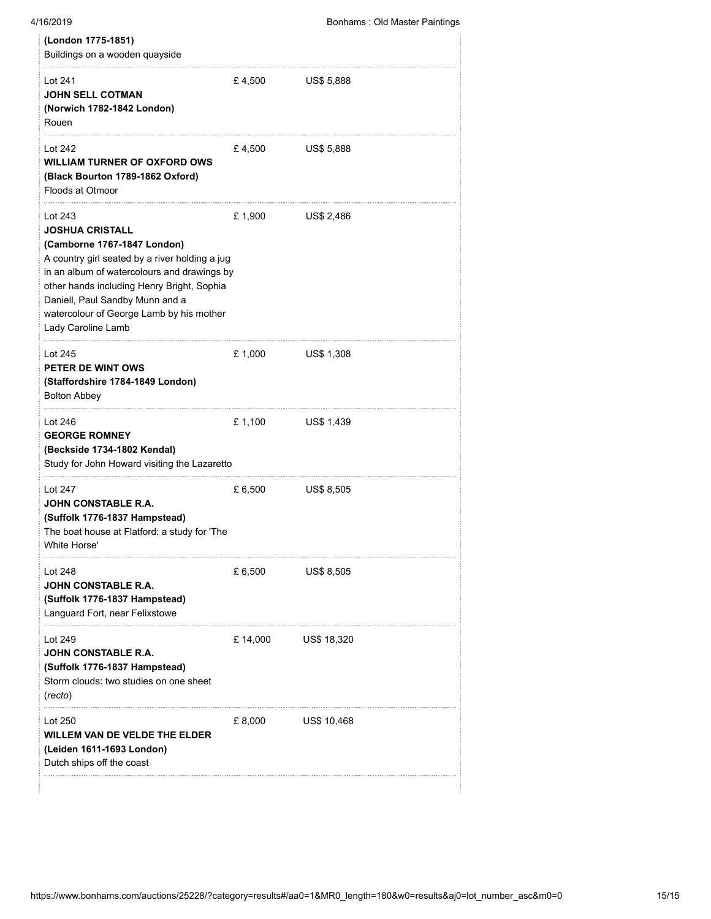**(London 1775-1851)**
Buildings on a wooden quayside

| | | |
|---|---|---|
| Lot 241<br>**JOHN SELL COTMAN**<br>**(Norwich 1782-1842 London)**<br>Rouen | £ 4,500 | US$ 5,888 |
| Lot 242<br>**WILLIAM TURNER OF OXFORD OWS**<br>**(Black Bourton 1789-1862 Oxford)**<br>Floods at Otmoor | £ 4,500 | US$ 5,888 |
| Lot 243<br>**JOSHUA CRISTALL**<br>**(Camborne 1767-1847 London)**<br>A country girl seated by a river holding a jug in an album of watercolours and drawings by other hands including Henry Bright, Sophia Daniell, Paul Sandby Munn and a watercolour of George Lamb by his mother Lady Caroline Lamb | £ 1,900 | US$ 2,486 |
| Lot 245<br>**PETER DE WINT OWS**<br>**(Staffordshire 1784-1849 London)**<br>Bolton Abbey | £ 1,000 | US$ 1,308 |
| Lot 246<br>**GEORGE ROMNEY**<br>**(Beckside 1734-1802 Kendal)**<br>Study for John Howard visiting the Lazaretto | £ 1,100 | US$ 1,439 |
| Lot 247<br>**JOHN CONSTABLE R.A.**<br>**(Suffolk 1776-1837 Hampstead)**<br>The boat house at Flatford: a study for 'The White Horse' | £ 6,500 | US$ 8,505 |
| Lot 248<br>**JOHN CONSTABLE R.A.**<br>**(Suffolk 1776-1837 Hampstead)**<br>Languard Fort, near Felixstowe | £ 6,500 | US$ 8,505 |
| Lot 249<br>**JOHN CONSTABLE R.A.**<br>**(Suffolk 1776-1837 Hampstead)**<br>Storm clouds: two studies on one sheet (*recto*) | £ 14,000 | US$ 18,320 |
| Lot 250<br>**WILLEM VAN DE VELDE THE ELDER**<br>**(Leiden 1611-1693 London)**<br>Dutch ships off the coast | £ 8,000 | US$ 10,468 |